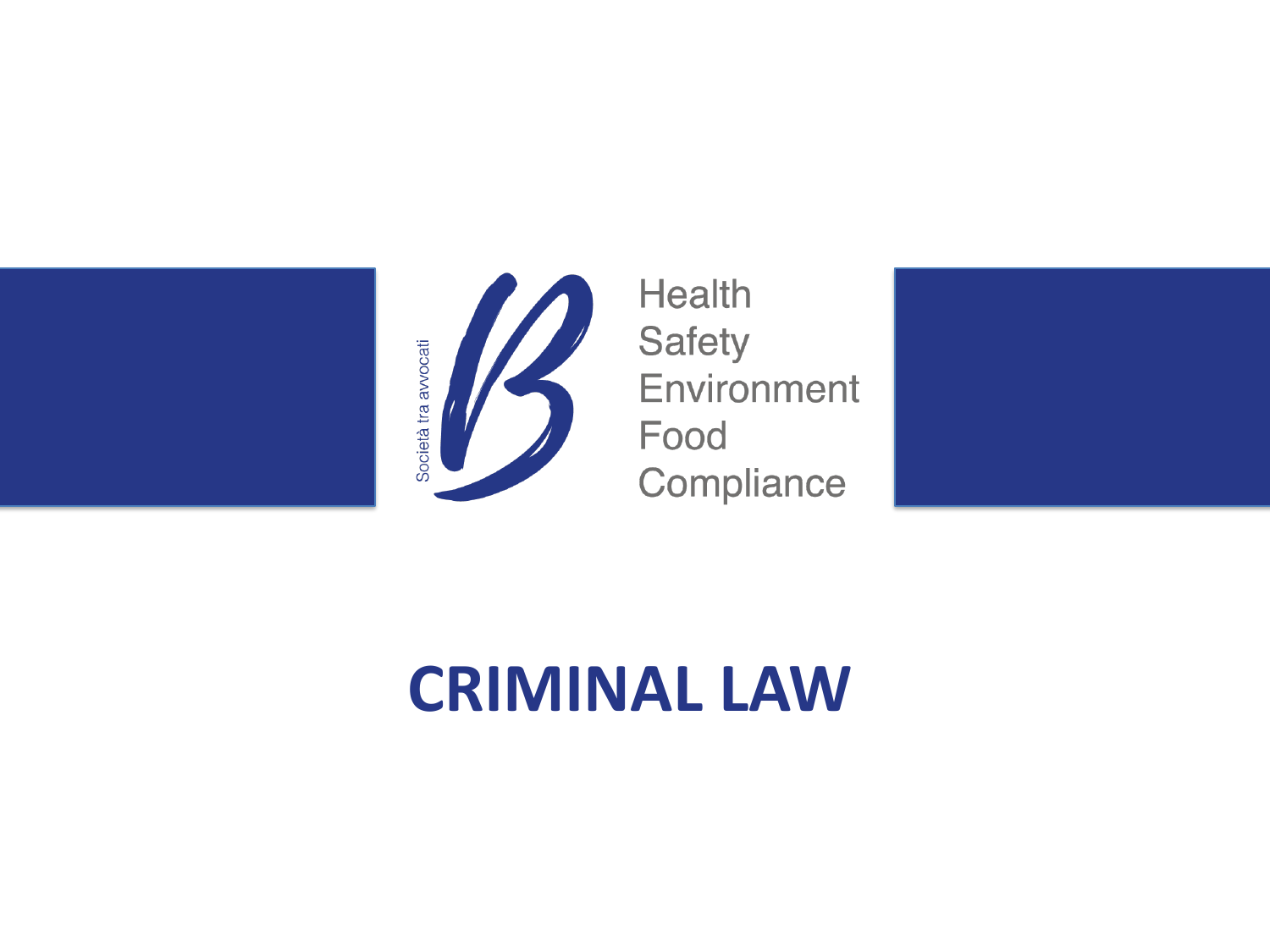Società tra avvocati

Health
Safety
Environment
Food
Compliance

# CRIMINAL LAW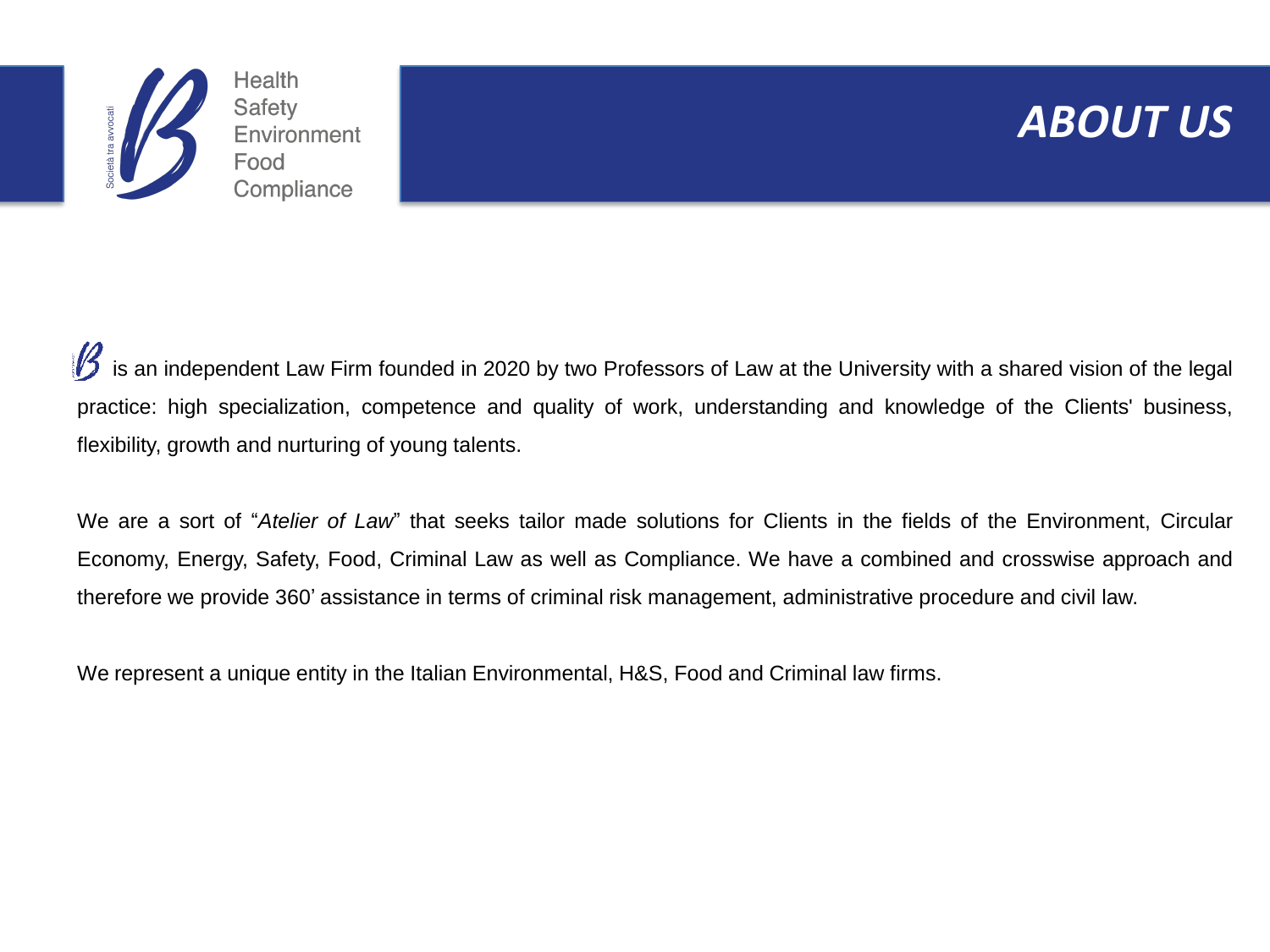Health
Safety
Environment
Food
Compliance

# ABOUT US

B is an independent Law Firm founded in 2020 by two Professors of Law at the University with a shared vision of the legal practice: high specialization, competence and quality of work, understanding and knowledge of the Clients' business, flexibility, growth and nurturing of young talents.

We are a sort of "*Atelier of Law*" that seeks tailor made solutions for Clients in the fields of the Environment, Circular Economy, Energy, Safety, Food, Criminal Law as well as Compliance. We have a combined and crosswise approach and therefore we provide 360' assistance in terms of criminal risk management, administrative procedure and civil law.

We represent a unique entity in the Italian Environmental, H&S, Food and Criminal law firms.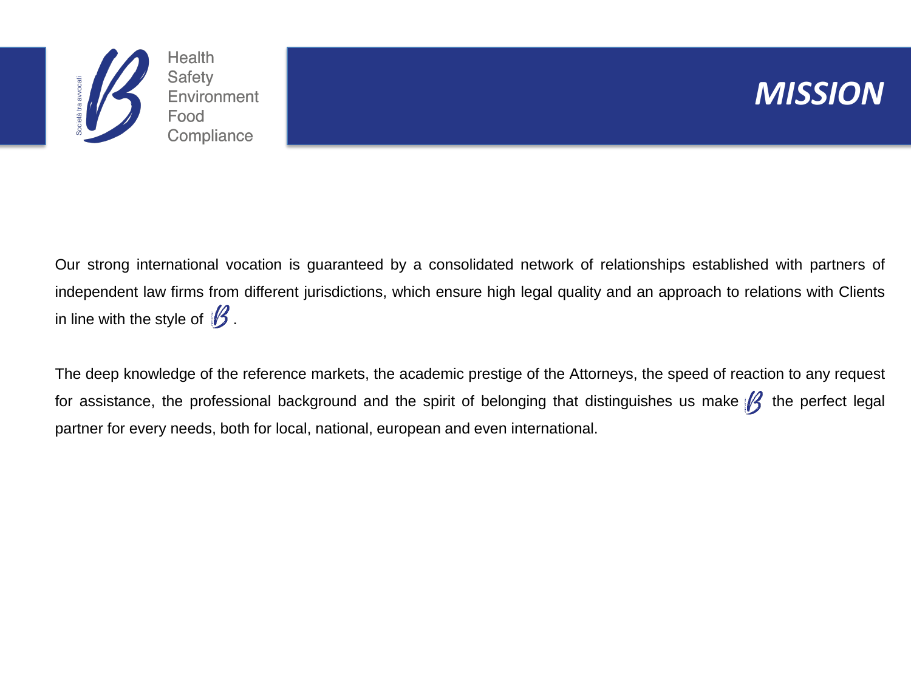# MISSION

Our strong international vocation is guaranteed by a consolidated network of relationships established with partners of independent law firms from different jurisdictions, which ensure high legal quality and an approach to relations with Clients in line with the style of B.

The deep knowledge of the reference markets, the academic prestige of the Attorneys, the speed of reaction to any request for assistance, the professional background and the spirit of belonging that distinguishes us make B the perfect legal partner for every needs, both for local, national, european and even international.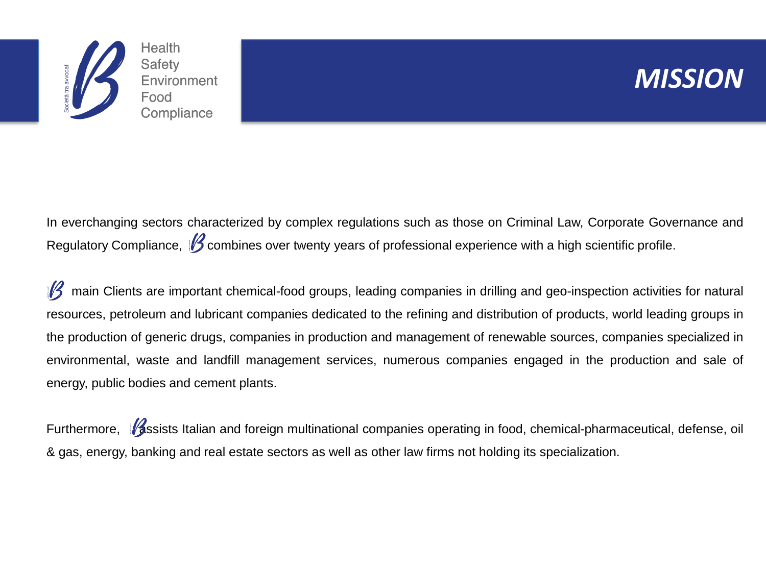# MISSION

In everchanging sectors characterized by complex regulations such as those on Criminal Law, Corporate Governance and Regulatory Compliance, B combines over twenty years of professional experience with a high scientific profile.

B main Clients are important chemical-food groups, leading companies in drilling and geo-inspection activities for natural resources, petroleum and lubricant companies dedicated to the refining and distribution of products, world leading groups in the production of generic drugs, companies in production and management of renewable sources, companies specialized in environmental, waste and landfill management services, numerous companies engaged in the production and sale of energy, public bodies and cement plants.

Furthermore, B assists Italian and foreign multinational companies operating in food, chemical-pharmaceutical, defense, oil & gas, energy, banking and real estate sectors as well as other law firms not holding its specialization.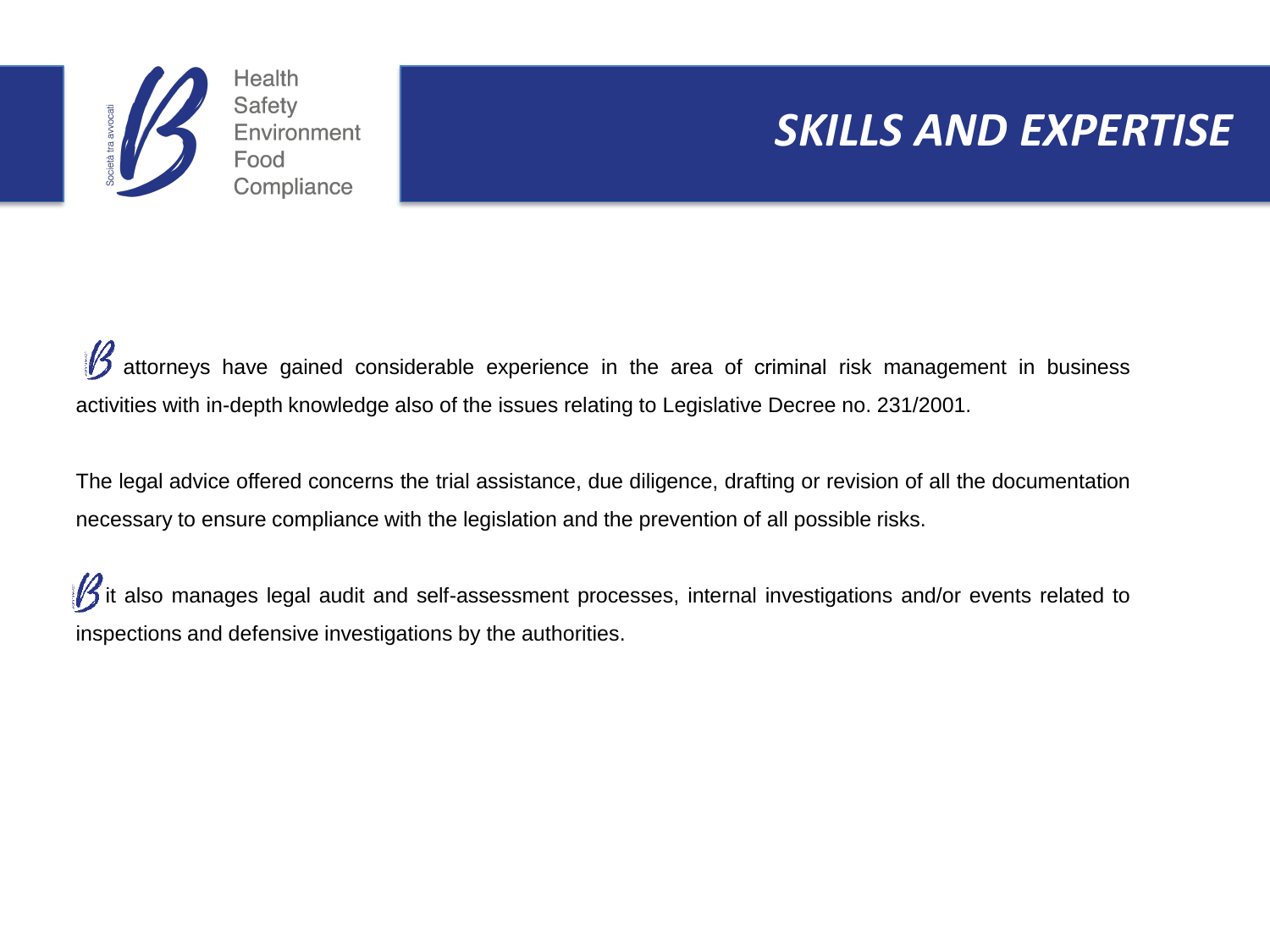# SKILLS AND EXPERTISE

B attorneys have gained considerable experience in the area of criminal risk management in business activities with in-depth knowledge also of the issues relating to Legislative Decree no. 231/2001.

The legal advice offered concerns the trial assistance, due diligence, drafting or revision of all the documentation necessary to ensure compliance with the legislation and the prevention of all possible risks.

B it also manages legal audit and self-assessment processes, internal investigations and/or events related to inspections and defensive investigations by the authorities.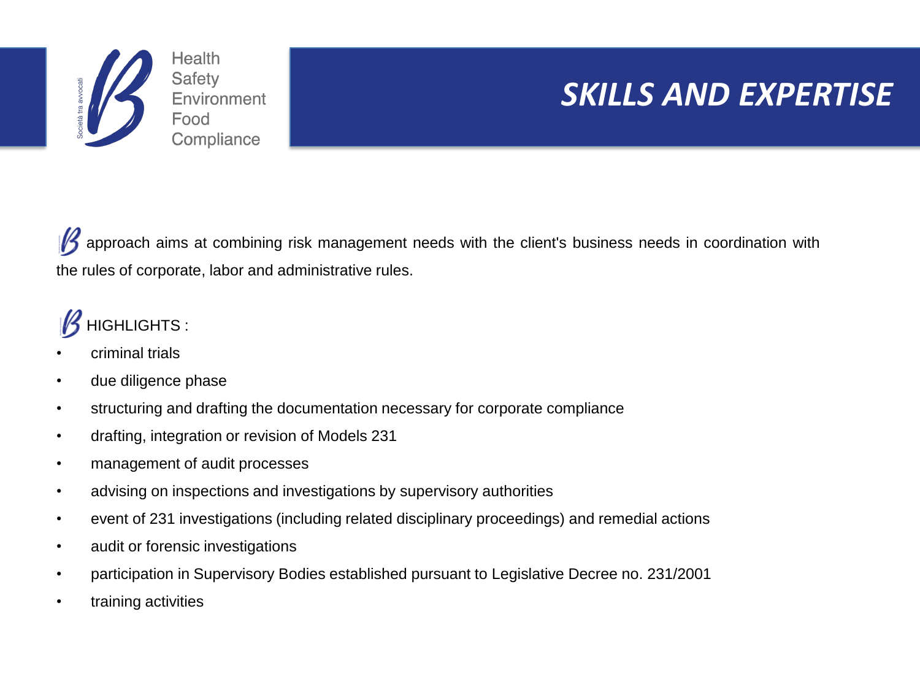Health
Safety
Environment
Food
Compliance

# SKILLS AND EXPERTISE

B approach aims at combining risk management needs with the client's business needs in coordination with the rules of corporate, labor and administrative rules.

B HIGHLIGHTS :

- criminal trials
- due diligence phase
- structuring and drafting the documentation necessary for corporate compliance
- drafting, integration or revision of Models 231
- management of audit processes
- advising on inspections and investigations by supervisory authorities
- event of 231 investigations (including related disciplinary proceedings) and remedial actions
- audit or forensic investigations
- participation in Supervisory Bodies established pursuant to Legislative Decree no. 231/2001
- training activities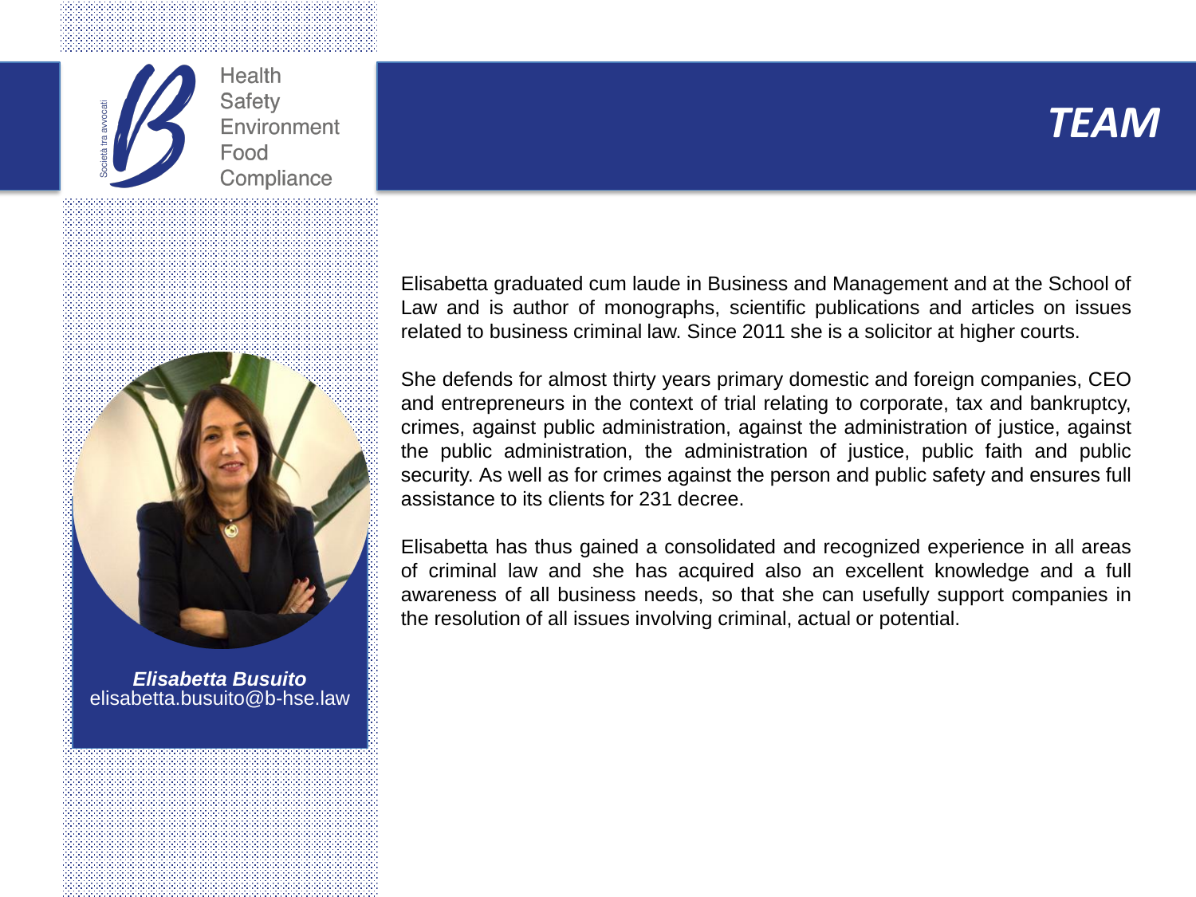Health
Safety
Environment
Food
Compliance

# TEAM

***Elisabetta Busuito***
elisabetta.busuito@b-hse.law

Elisabetta graduated cum laude in Business and Management and at the School of Law and is author of monographs, scientific publications and articles on issues related to business criminal law. Since 2011 she is a solicitor at higher courts.

She defends for almost thirty years primary domestic and foreign companies, CEO and entrepreneurs in the context of trial relating to corporate, tax and bankruptcy, crimes, against public administration, against the administration of justice, against the public administration, the administration of justice, public faith and public security. As well as for crimes against the person and public safety and ensures full assistance to its clients for 231 decree.

Elisabetta has thus gained a consolidated and recognized experience in all areas of criminal law and she has acquired also an excellent knowledge and a full awareness of all business needs, so that she can usefully support companies in the resolution of all issues involving criminal, actual or potential.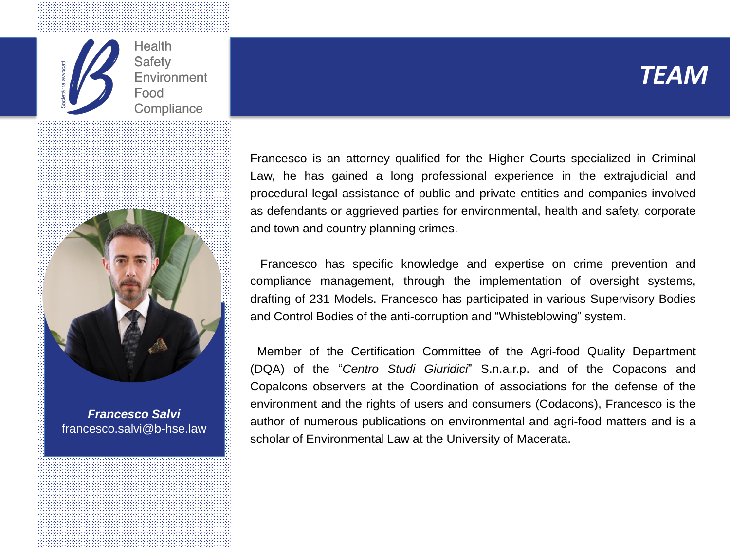# TEAM

Health
Safety
Environment
Food
Compliance

***Francesco Salvi***
francesco.salvi@b-hse.law

Francesco is an attorney qualified for the Higher Courts specialized in Criminal Law, he has gained a long professional experience in the extrajudicial and procedural legal assistance of public and private entities and companies involved as defendants or aggrieved parties for environmental, health and safety, corporate and town and country planning crimes.

Francesco has specific knowledge and expertise on crime prevention and compliance management, through the implementation of oversight systems, drafting of 231 Models. Francesco has participated in various Supervisory Bodies and Control Bodies of the anti-corruption and "Whisteblowing" system.

Member of the Certification Committee of the Agri-food Quality Department (DQA) of the "*Centro Studi Giuridici*" S.n.a.r.p. and of the Copacons and Copalcons observers at the Coordination of associations for the defense of the environment and the rights of users and consumers (Codacons), Francesco is the author of numerous publications on environmental and agri-food matters and is a scholar of Environmental Law at the University of Macerata.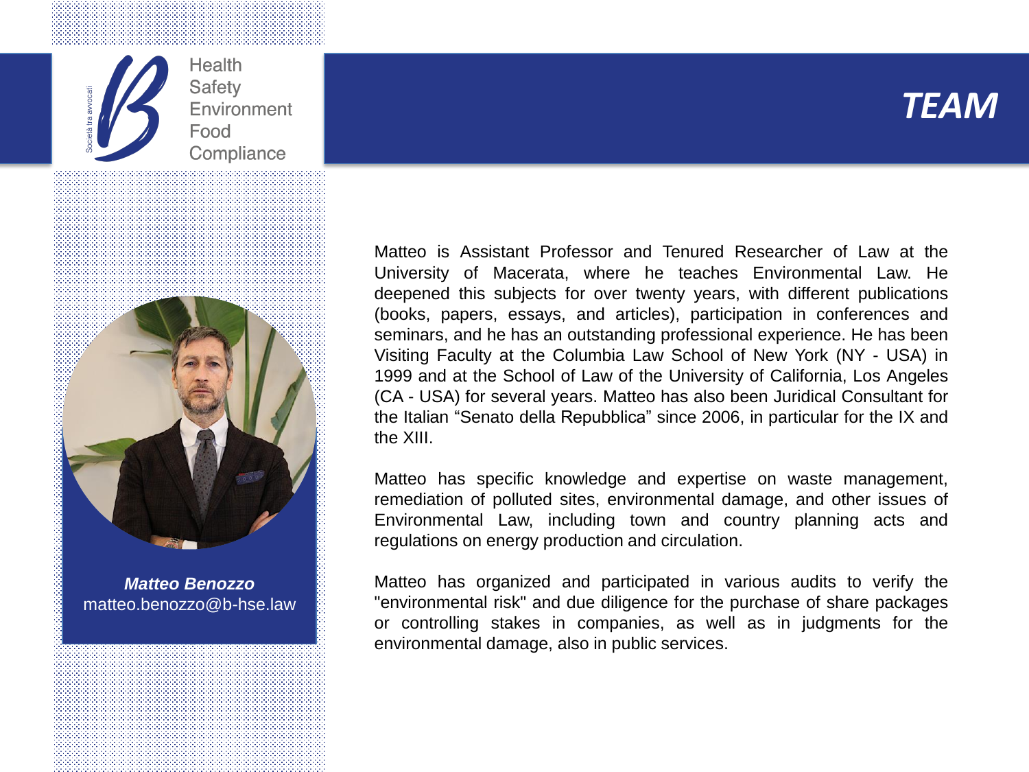Health
Safety
Environment
Food
Compliance

# TEAM

***Matteo Benozzo***
matteo.benozzo@b-hse.law

Matteo is Assistant Professor and Tenured Researcher of Law at the University of Macerata, where he teaches Environmental Law. He deepened this subjects for over twenty years, with different publications (books, papers, essays, and articles), participation in conferences and seminars, and he has an outstanding professional experience. He has been Visiting Faculty at the Columbia Law School of New York (NY - USA) in 1999 and at the School of Law of the University of California, Los Angeles (CA - USA) for several years. Matteo has also been Juridical Consultant for the Italian “Senato della Repubblica” since 2006, in particular for the IX and the XIII.

Matteo has specific knowledge and expertise on waste management, remediation of polluted sites, environmental damage, and other issues of Environmental Law, including town and country planning acts and regulations on energy production and circulation.

Matteo has organized and participated in various audits to verify the "environmental risk" and due diligence for the purchase of share packages or controlling stakes in companies, as well as in judgments for the environmental damage, also in public services.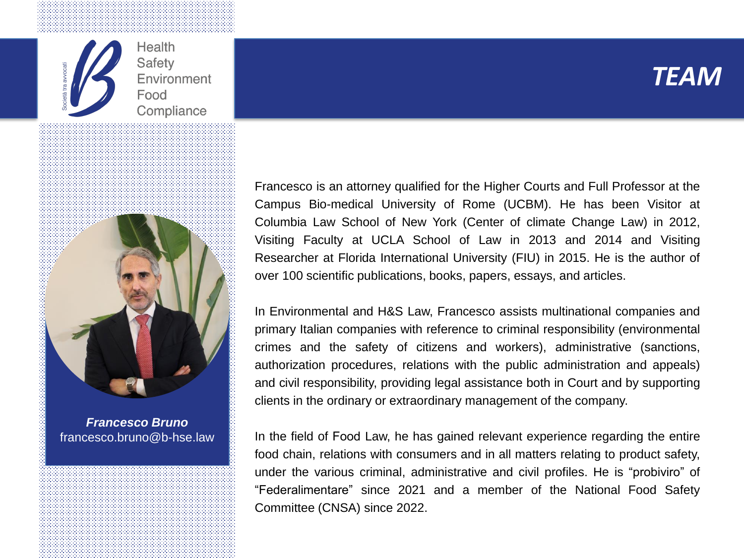Health
Safety
Environment
Food
Compliance

Società tra avvocati

# TEAM

***Francesco Bruno***
francesco.bruno@b-hse.law

Francesco is an attorney qualified for the Higher Courts and Full Professor at the Campus Bio-medical University of Rome (UCBM). He has been Visitor at Columbia Law School of New York (Center of climate Change Law) in 2012, Visiting Faculty at UCLA School of Law in 2013 and 2014 and Visiting Researcher at Florida International University (FIU) in 2015. He is the author of over 100 scientific publications, books, papers, essays, and articles.

In Environmental and H&S Law, Francesco assists multinational companies and primary Italian companies with reference to criminal responsibility (environmental crimes and the safety of citizens and workers), administrative (sanctions, authorization procedures, relations with the public administration and appeals) and civil responsibility, providing legal assistance both in Court and by supporting clients in the ordinary or extraordinary management of the company.

In the field of Food Law, he has gained relevant experience regarding the entire food chain, relations with consumers and in all matters relating to product safety, under the various criminal, administrative and civil profiles. He is "probiviro" of "Federalimentare" since 2021 and a member of the National Food Safety Committee (CNSA) since 2022.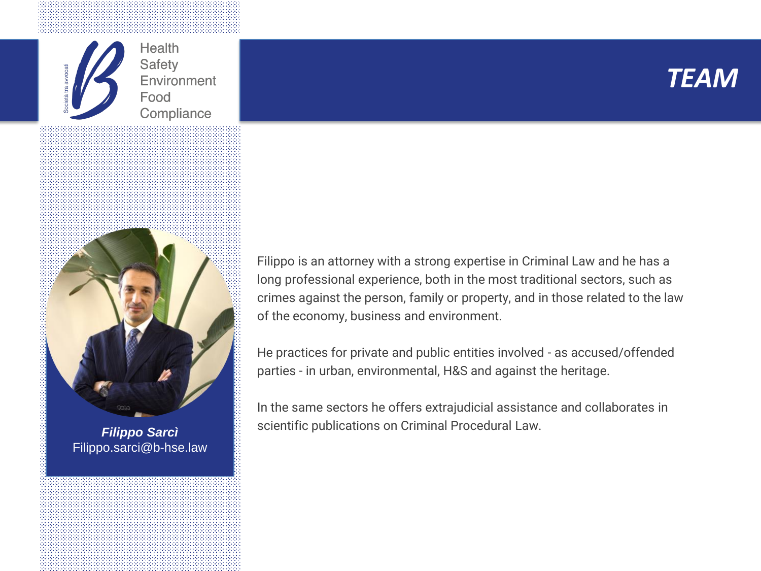Health
Safety
Environment
Food
Compliance

# TEAM

***Filippo Sarcì***
Filippo.sarci@b-hse.law

Filippo is an attorney with a strong expertise in Criminal Law and he has a long professional experience, both in the most traditional sectors, such as crimes against the person, family or property, and in those related to the law of the economy, business and environment.

He practices for private and public entities involved - as accused/offended parties - in urban, environmental, H&S and against the heritage.

In the same sectors he offers extrajudicial assistance and collaborates in scientific publications on Criminal Procedural Law.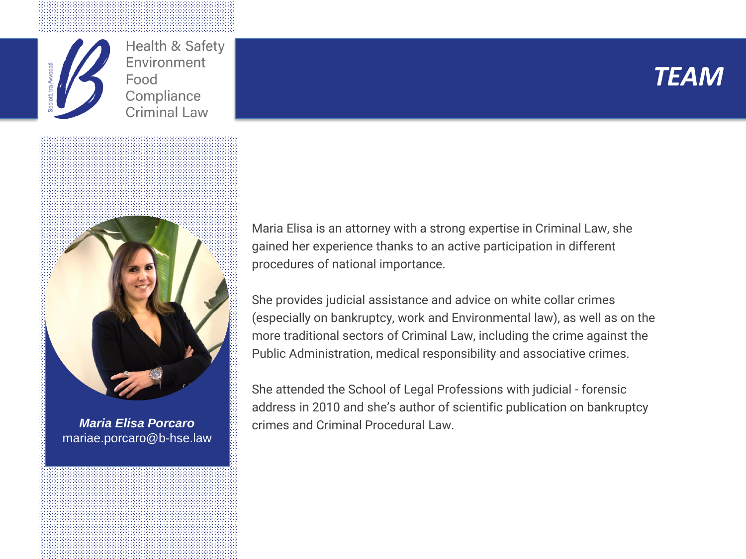# TEAM

Health & Safety
Environment
Food
Compliance
Criminal Law

***Maria Elisa Porcaro***
mariae.porcaro@b-hse.law

Maria Elisa is an attorney with a strong expertise in Criminal Law, she gained her experience thanks to an active participation in different procedures of national importance.

She provides judicial assistance and advice on white collar crimes (especially on bankruptcy, work and Environmental law), as well as on the more traditional sectors of Criminal Law, including the crime against the Public Administration, medical responsibility and associative crimes.

She attended the School of Legal Professions with judicial - forensic address in 2010 and she's author of scientific publication on bankruptcy crimes and Criminal Procedural Law.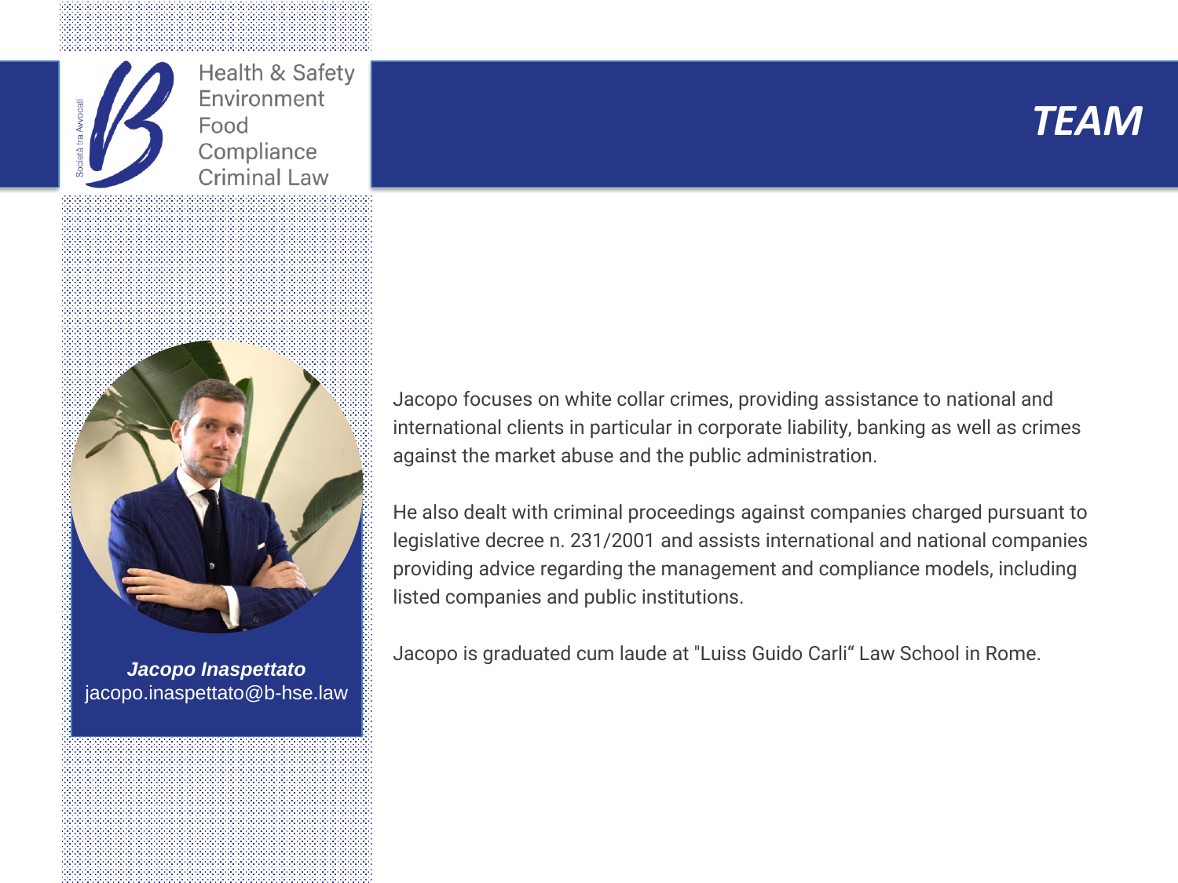Health & Safety
Environment
Food
Compliance
Criminal Law

# TEAM

***Jacopo Inaspettato***
jacopo.inaspettato@b-hse.law

Jacopo focuses on white collar crimes, providing assistance to national and international clients in particular in corporate liability, banking as well as crimes against the market abuse and the public administration.

He also dealt with criminal proceedings against companies charged pursuant to legislative decree n. 231/2001 and assists international and national companies providing advice regarding the management and compliance models, including listed companies and public institutions.

Jacopo is graduated cum laude at "Luiss Guido Carli" Law School in Rome.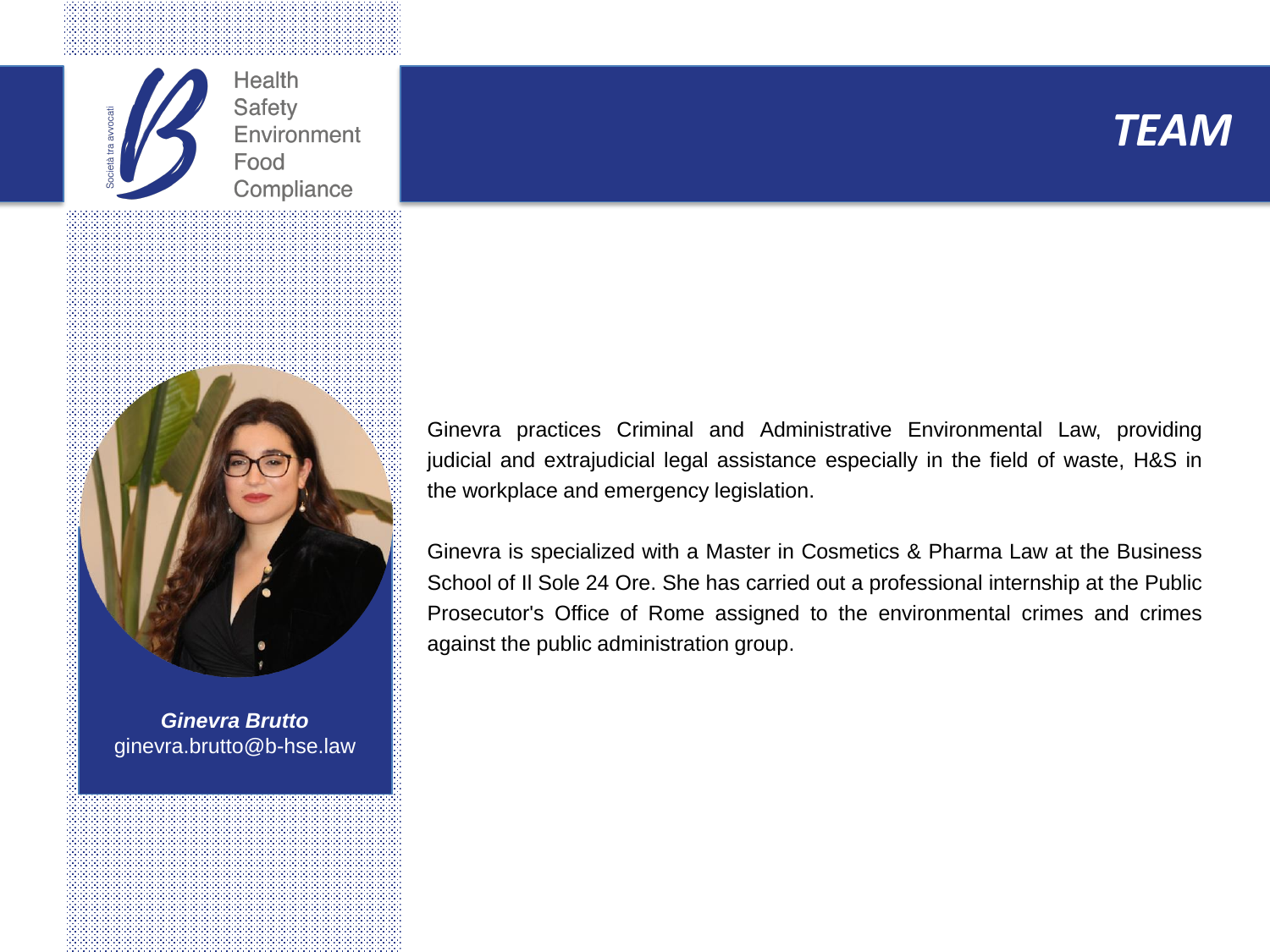# TEAM

***Ginevra Brutto***
ginevra.brutto@b-hse.law

Ginevra practices Criminal and Administrative Environmental Law, providing judicial and extrajudicial legal assistance especially in the field of waste, H&S in the workplace and emergency legislation.

Ginevra is specialized with a Master in Cosmetics & Pharma Law at the Business School of Il Sole 24 Ore. She has carried out a professional internship at the Public Prosecutor's Office of Rome assigned to the environmental crimes and crimes against the public administration group.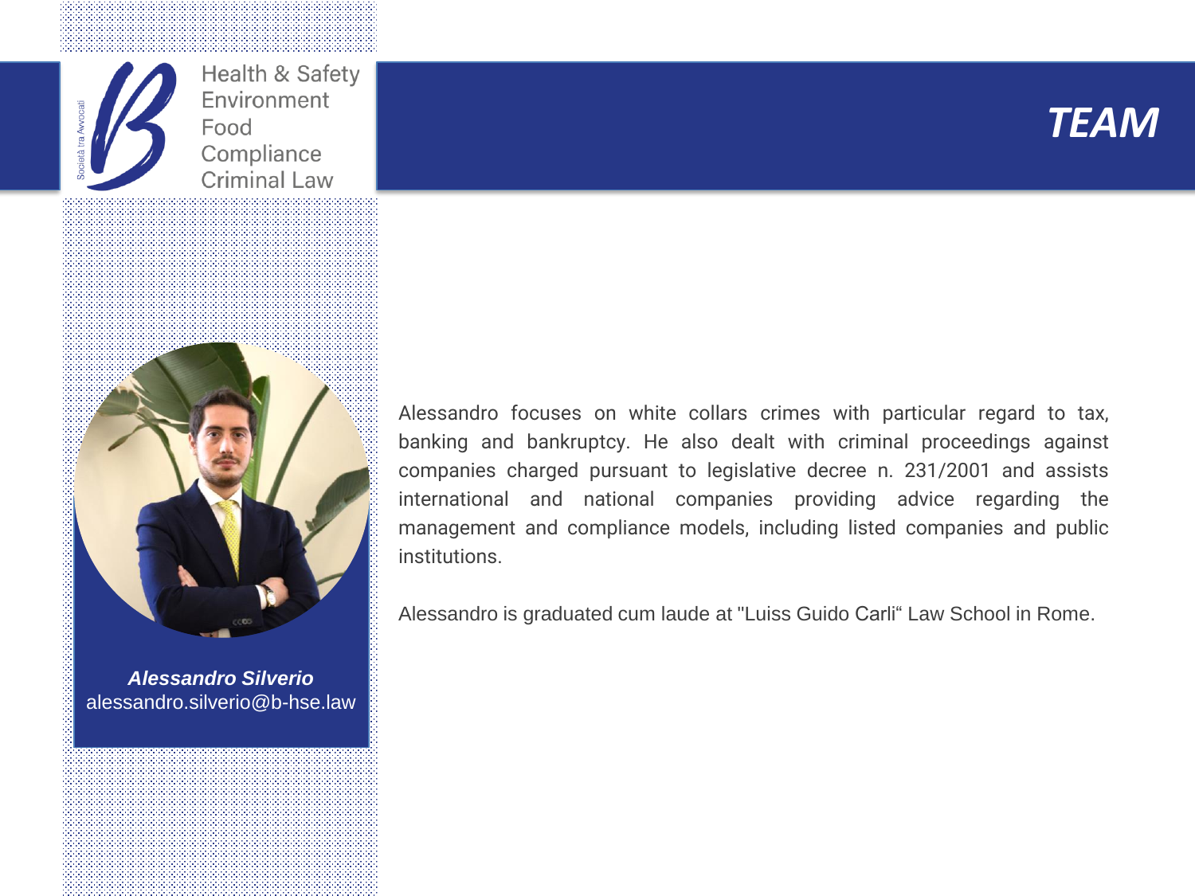Health & Safety
Environment
Food
Compliance
Criminal Law

# TEAM

***Alessandro Silverio***
alessandro.silverio@b-hse.law

Alessandro focuses on white collars crimes with particular regard to tax, banking and bankruptcy. He also dealt with criminal proceedings against companies charged pursuant to legislative decree n. 231/2001 and assists international and national companies providing advice regarding the management and compliance models, including listed companies and public institutions.

Alessandro is graduated cum laude at "Luiss Guido Carli“ Law School in Rome.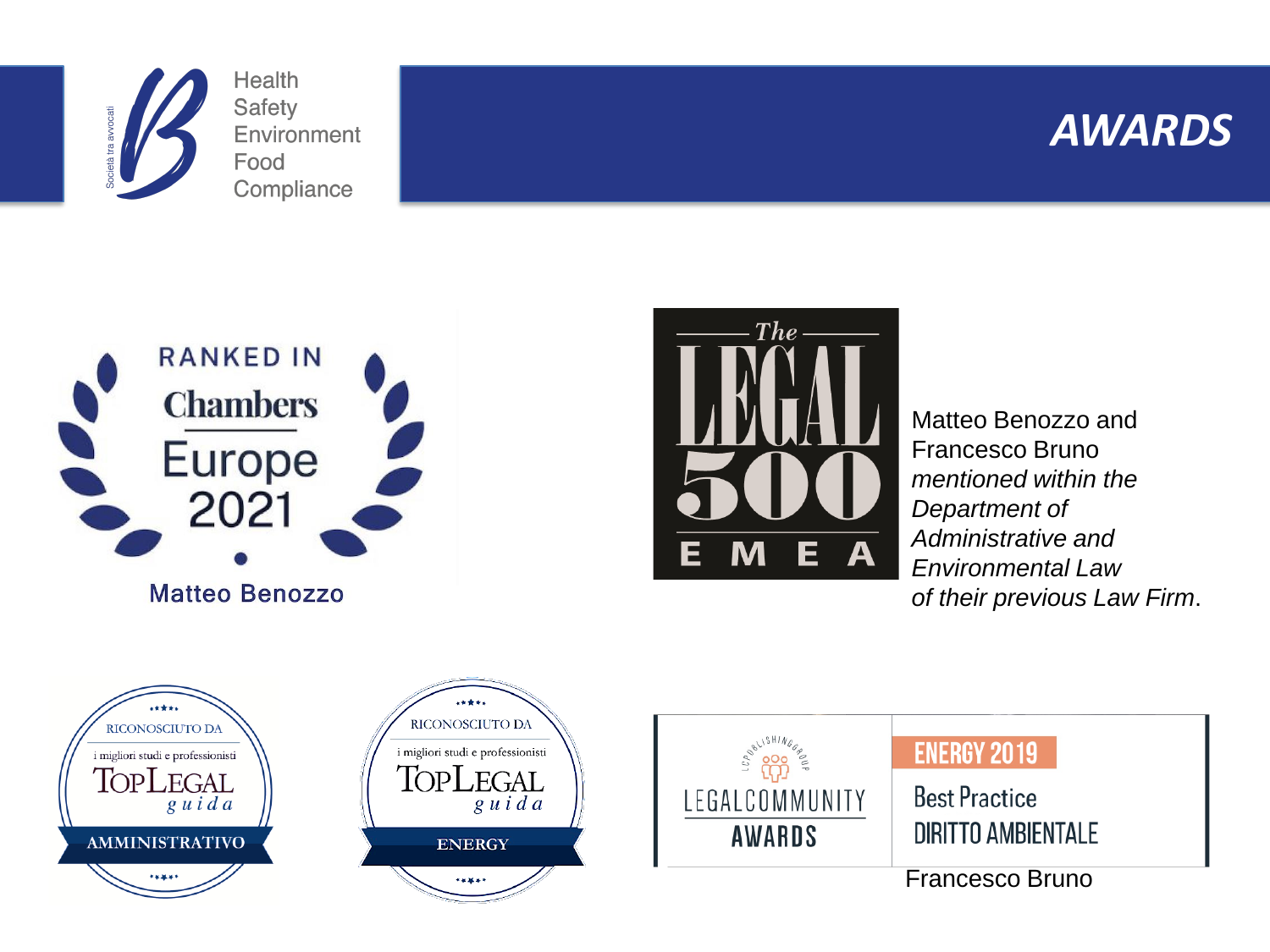Health
Safety
Environment
Food
Compliance

# AWARDS

RANKED IN
Chambers
Europe
2021

Matteo Benozzo

The LEGAL 500 EMEA

Matteo Benozzo and Francesco Bruno *mentioned within the Department of Administrative and Environmental Law of their previous Law Firm*.

RICONOSCIUTO DA
i migliori studi e professionisti
TOPLEGAL
guida
AMMINISTRATIVO

RICONOSCIUTO DA
i migliori studi e professionisti
TOPLEGAL
guida
ENERGY

LC PUBLISHING GROUP
LEGALCOMMUNITY
AWARDS

ENERGY 2019
Best Practice
DIRITTO AMBIENTALE

Francesco Bruno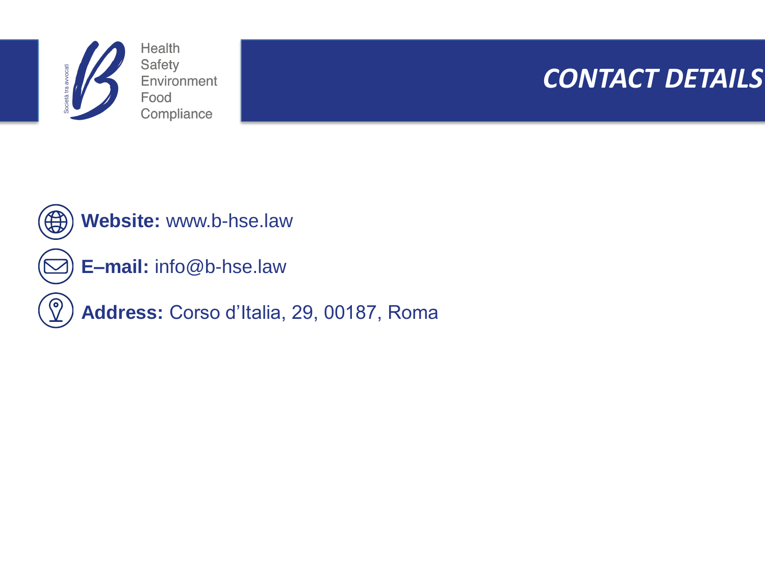Health
Safety
Environment
Food
Compliance

Società tra avvocati

# CONTACT DETAILS

**Website:** www.b-hse.law

**E–mail:** info@b-hse.law

**Address:** Corso d'Italia, 29, 00187, Roma